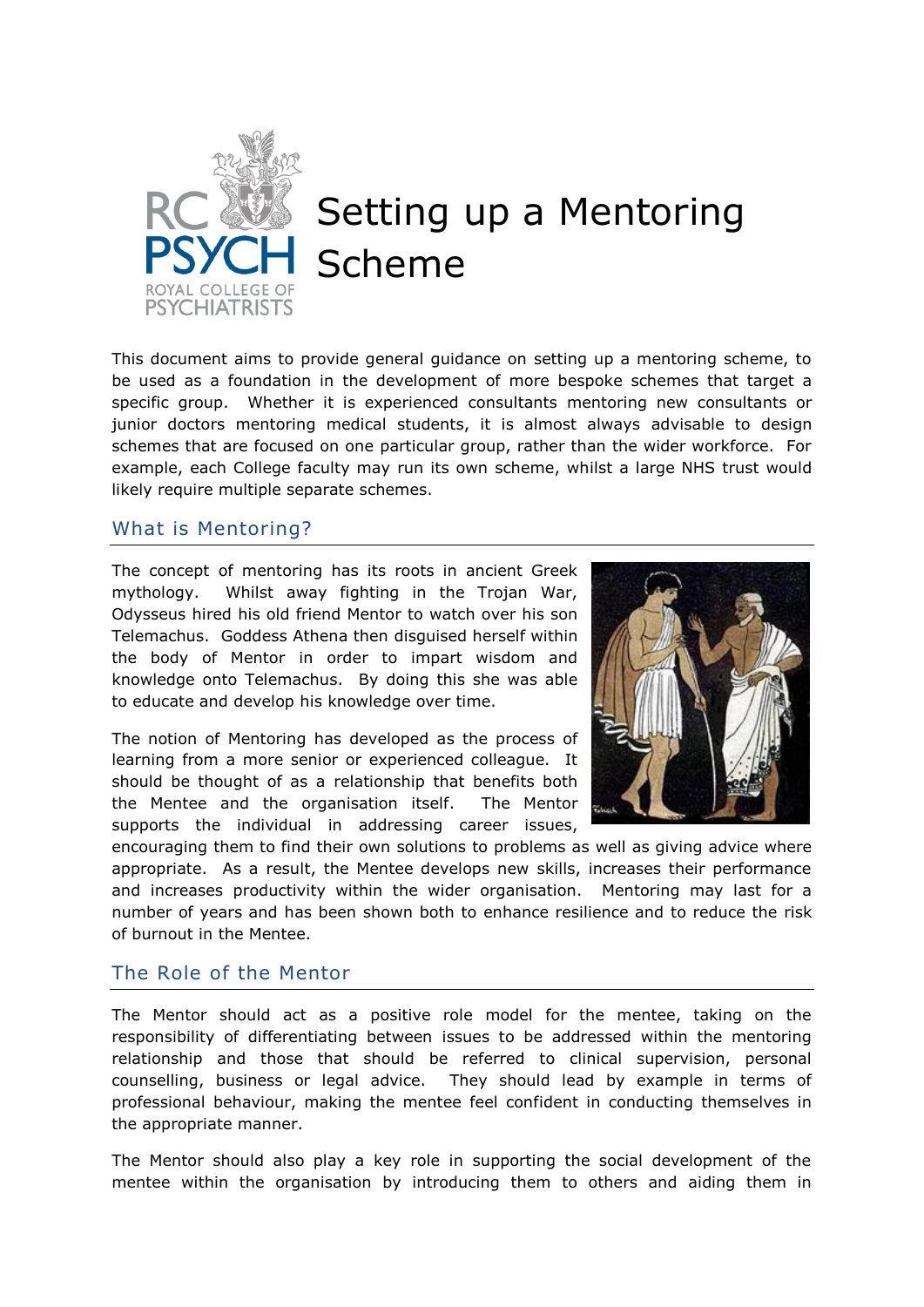# Setting up a Mentoring Scheme

This document aims to provide general guidance on setting up a mentoring scheme, to be used as a foundation in the development of more bespoke schemes that target a specific group. Whether it is experienced consultants mentoring new consultants or junior doctors mentoring medical students, it is almost always advisable to design schemes that are focused on one particular group, rather than the wider workforce. For example, each College faculty may run its own scheme, whilst a large NHS trust would likely require multiple separate schemes.

## What is Mentoring?

The concept of mentoring has its roots in ancient Greek mythology. Whilst away fighting in the Trojan War, Odysseus hired his old friend Mentor to watch over his son Telemachus. Goddess Athena then disguised herself within the body of Mentor in order to impart wisdom and knowledge onto Telemachus. By doing this she was able to educate and develop his knowledge over time.

The notion of Mentoring has developed as the process of learning from a more senior or experienced colleague. It should be thought of as a relationship that benefits both the Mentee and the organisation itself. The Mentor supports the individual in addressing career issues, encouraging them to find their own solutions to problems as well as giving advice where appropriate. As a result, the Mentee develops new skills, increases their performance and increases productivity within the wider organisation. Mentoring may last for a number of years and has been shown both to enhance resilience and to reduce the risk of burnout in the Mentee.

## The Role of the Mentor

The Mentor should act as a positive role model for the mentee, taking on the responsibility of differentiating between issues to be addressed within the mentoring relationship and those that should be referred to clinical supervision, personal counselling, business or legal advice. They should lead by example in terms of professional behaviour, making the mentee feel confident in conducting themselves in the appropriate manner.

The Mentor should also play a key role in supporting the social development of the mentee within the organisation by introducing them to others and aiding them in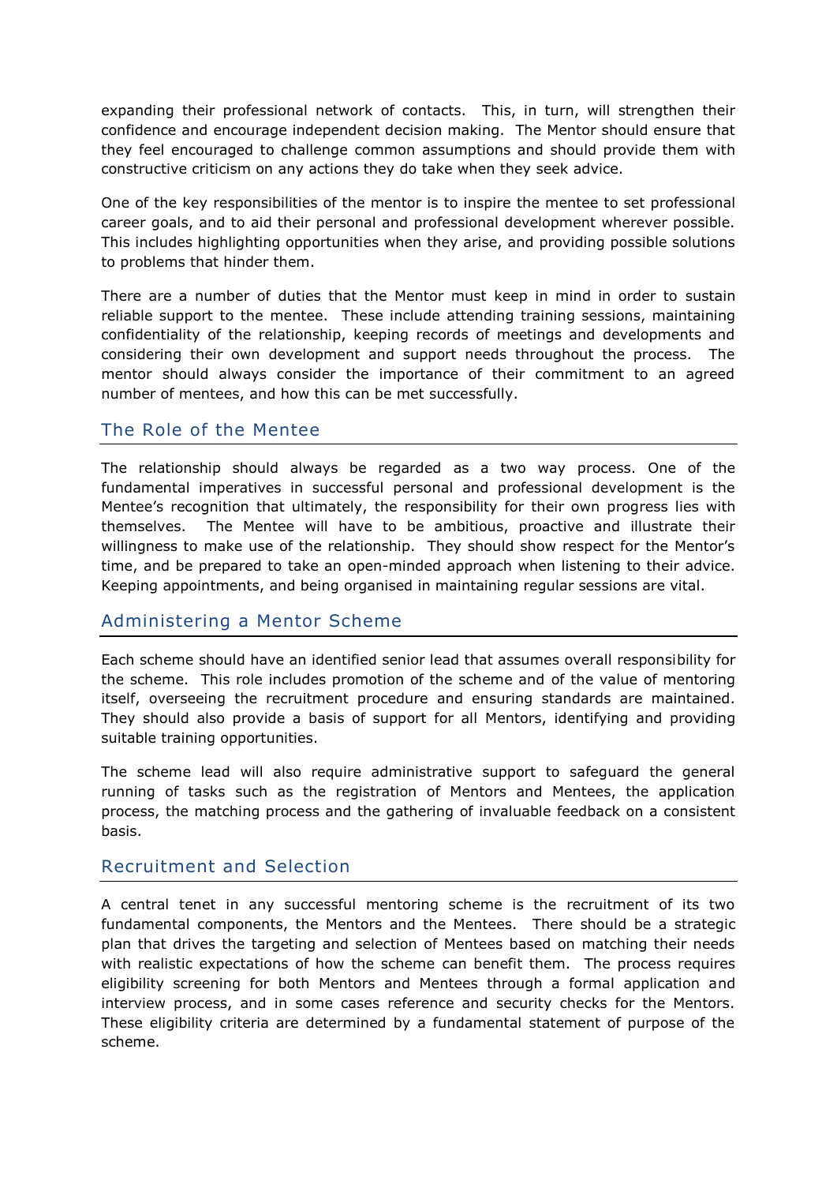expanding their professional network of contacts. This, in turn, will strengthen their confidence and encourage independent decision making. The Mentor should ensure that they feel encouraged to challenge common assumptions and should provide them with constructive criticism on any actions they do take when they seek advice.

One of the key responsibilities of the mentor is to inspire the mentee to set professional career goals, and to aid their personal and professional development wherever possible. This includes highlighting opportunities when they arise, and providing possible solutions to problems that hinder them.

There are a number of duties that the Mentor must keep in mind in order to sustain reliable support to the mentee. These include attending training sessions, maintaining confidentiality of the relationship, keeping records of meetings and developments and considering their own development and support needs throughout the process. The mentor should always consider the importance of their commitment to an agreed number of mentees, and how this can be met successfully.

## The Role of the Mentee

The relationship should always be regarded as a two way process. One of the fundamental imperatives in successful personal and professional development is the Mentee's recognition that ultimately, the responsibility for their own progress lies with themselves. The Mentee will have to be ambitious, proactive and illustrate their willingness to make use of the relationship. They should show respect for the Mentor's time, and be prepared to take an open-minded approach when listening to their advice. Keeping appointments, and being organised in maintaining regular sessions are vital.

## Administering a Mentor Scheme

Each scheme should have an identified senior lead that assumes overall responsibility for the scheme. This role includes promotion of the scheme and of the value of mentoring itself, overseeing the recruitment procedure and ensuring standards are maintained. They should also provide a basis of support for all Mentors, identifying and providing suitable training opportunities.

The scheme lead will also require administrative support to safeguard the general running of tasks such as the registration of Mentors and Mentees, the application process, the matching process and the gathering of invaluable feedback on a consistent basis.

## Recruitment and Selection

A central tenet in any successful mentoring scheme is the recruitment of its two fundamental components, the Mentors and the Mentees. There should be a strategic plan that drives the targeting and selection of Mentees based on matching their needs with realistic expectations of how the scheme can benefit them. The process requires eligibility screening for both Mentors and Mentees through a formal application and interview process, and in some cases reference and security checks for the Mentors. These eligibility criteria are determined by a fundamental statement of purpose of the scheme.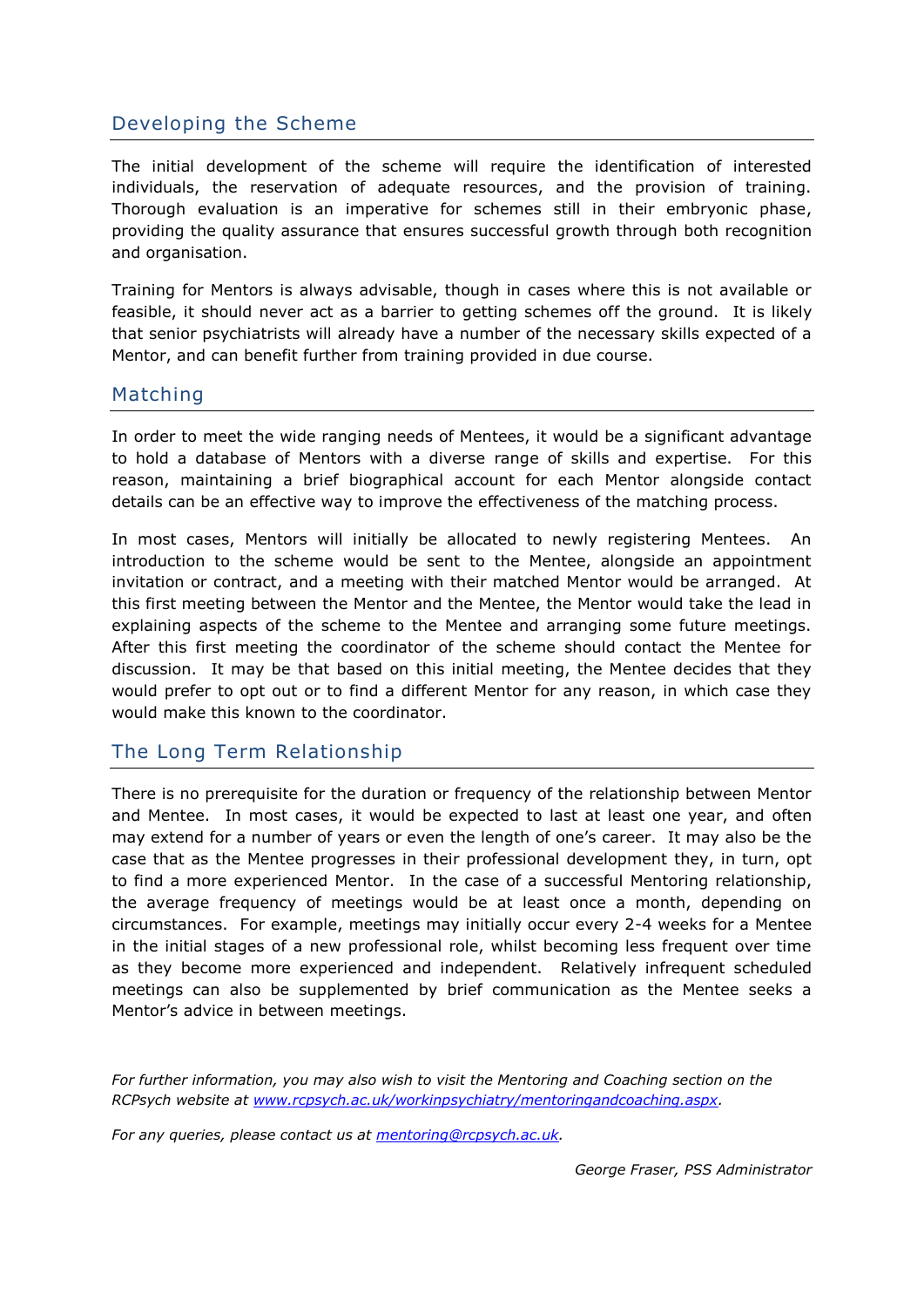## Developing the Scheme

The initial development of the scheme will require the identification of interested individuals, the reservation of adequate resources, and the provision of training. Thorough evaluation is an imperative for schemes still in their embryonic phase, providing the quality assurance that ensures successful growth through both recognition and organisation.

Training for Mentors is always advisable, though in cases where this is not available or feasible, it should never act as a barrier to getting schemes off the ground. It is likely that senior psychiatrists will already have a number of the necessary skills expected of a Mentor, and can benefit further from training provided in due course.

## Matching

In order to meet the wide ranging needs of Mentees, it would be a significant advantage to hold a database of Mentors with a diverse range of skills and expertise. For this reason, maintaining a brief biographical account for each Mentor alongside contact details can be an effective way to improve the effectiveness of the matching process.

In most cases, Mentors will initially be allocated to newly registering Mentees. An introduction to the scheme would be sent to the Mentee, alongside an appointment invitation or contract, and a meeting with their matched Mentor would be arranged. At this first meeting between the Mentor and the Mentee, the Mentor would take the lead in explaining aspects of the scheme to the Mentee and arranging some future meetings. After this first meeting the coordinator of the scheme should contact the Mentee for discussion. It may be that based on this initial meeting, the Mentee decides that they would prefer to opt out or to find a different Mentor for any reason, in which case they would make this known to the coordinator.

## The Long Term Relationship

There is no prerequisite for the duration or frequency of the relationship between Mentor and Mentee. In most cases, it would be expected to last at least one year, and often may extend for a number of years or even the length of one's career. It may also be the case that as the Mentee progresses in their professional development they, in turn, opt to find a more experienced Mentor. In the case of a successful Mentoring relationship, the average frequency of meetings would be at least once a month, depending on circumstances. For example, meetings may initially occur every 2-4 weeks for a Mentee in the initial stages of a new professional role, whilst becoming less frequent over time as they become more experienced and independent. Relatively infrequent scheduled meetings can also be supplemented by brief communication as the Mentee seeks a Mentor's advice in between meetings.

*For further information, you may also wish to visit the Mentoring and Coaching section on the RCPsych website at [www.rcpsych.ac.uk/workinpsychiatry/mentoringandcoaching.aspx](http://www.rcpsych.ac.uk/workinpsychiatry/mentoringandcoaching.aspx).*

*For any queries, please contact us at [mentoring@rcpsych.ac.uk](mailto:mentoring@rcpsych.ac.uk).*

*George Fraser, PSS Administrator*